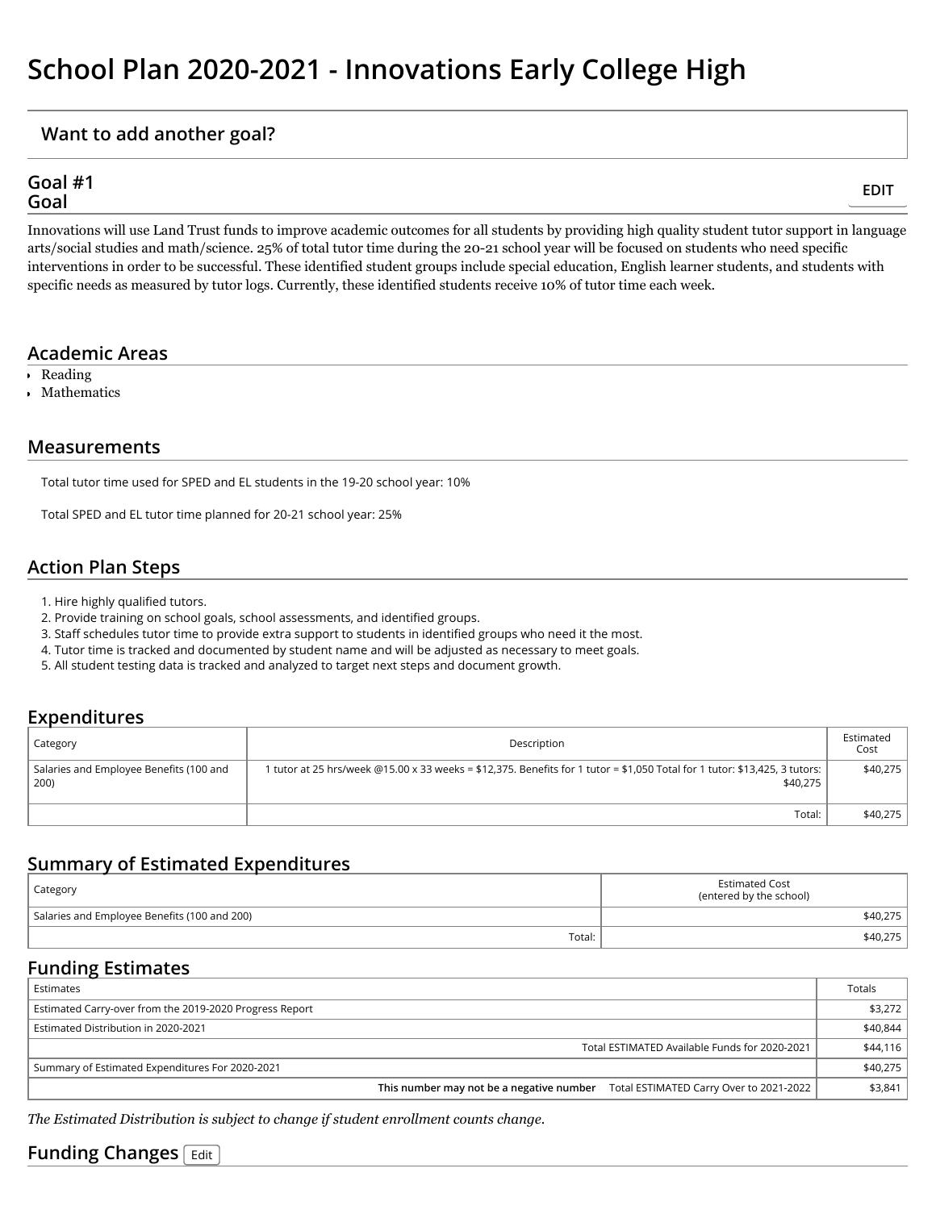# School Plan 2020-2021 - Innovations Early College High

## Want to add another goal?

## Goal #1
## Goal

EDIT

Innovations will use Land Trust funds to improve academic outcomes for all students by providing high quality student tutor support in language arts/social studies and math/science. 25% of total tutor time during the 20-21 school year will be focused on students who need specific interventions in order to be successful. These identified student groups include special education, English learner students, and students with specific needs as measured by tutor logs. Currently, these identified students receive 10% of tutor time each week.

## Academic Areas

- Reading
- Mathematics

## Measurements

Total tutor time used for SPED and EL students in the 19-20 school year: 10%

Total SPED and EL tutor time planned for 20-21 school year: 25%

## Action Plan Steps

1. Hire highly qualified tutors.
2. Provide training on school goals, school assessments, and identified groups.
3. Staff schedules tutor time to provide extra support to students in identified groups who need it the most.
4. Tutor time is tracked and documented by student name and will be adjusted as necessary to meet goals.
5. All student testing data is tracked and analyzed to target next steps and document growth.

## Expenditures

| Category | Description | Estimated Cost |
| --- | --- | --- |
| Salaries and Employee Benefits (100 and 200) | 1 tutor at 25 hrs/week @15.00 x 33 weeks = $12,375. Benefits for 1 tutor = $1,050 Total for 1 tutor: $13,425, 3 tutors: $40,275 | $40,275 |
| | Total: | $40,275 |

## Summary of Estimated Expenditures

| Category | Estimated Cost (entered by the school) |
| --- | --- |
| Salaries and Employee Benefits (100 and 200) | $40,275 |
| Total: | $40,275 |

## Funding Estimates

| Estimates | Totals |
| --- | --- |
| Estimated Carry-over from the 2019-2020 Progress Report | $3,272 |
| Estimated Distribution in 2020-2021 | $40,844 |
| Total ESTIMATED Available Funds for 2020-2021 | $44,116 |
| Summary of Estimated Expenditures For 2020-2021 | $40,275 |
| **This number may not be a negative number** Total ESTIMATED Carry Over to 2021-2022 | $3,841 |

*The Estimated Distribution is subject to change if student enrollment counts change.*

## Funding Changes

Edit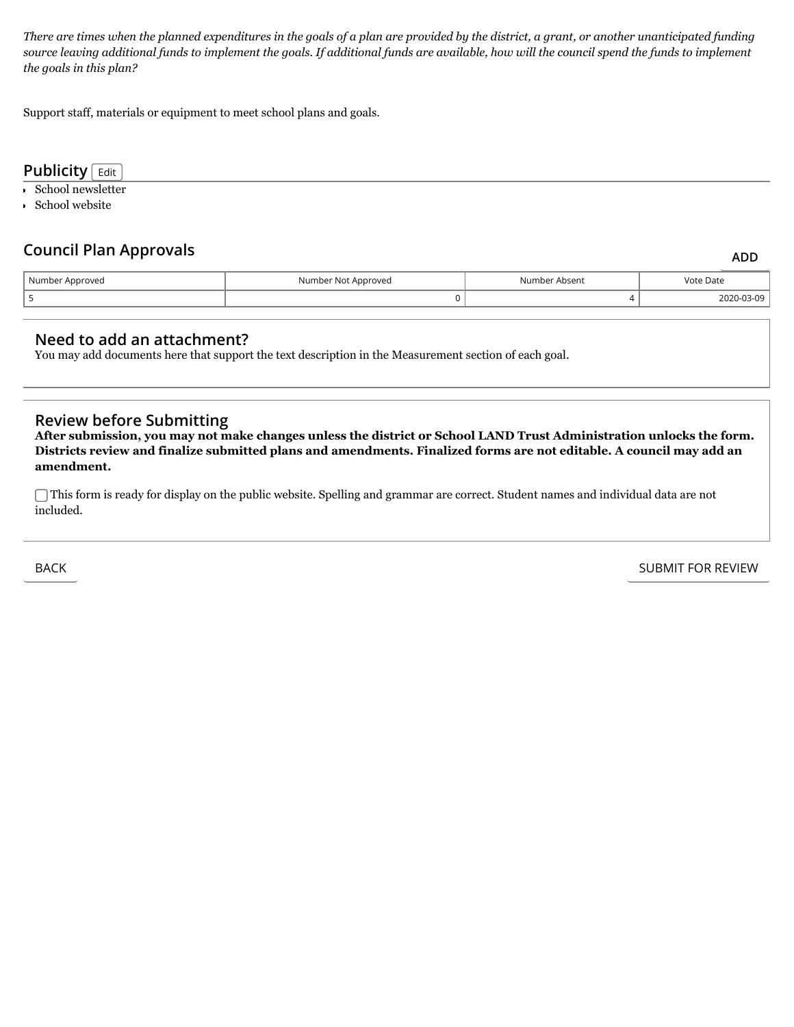*There are times when the planned expenditures in the goals of a plan are provided by the district, a grant, or another unanticipated funding source leaving additional funds to implement the goals. If additional funds are available, how will the council spend the funds to implement the goals in this plan?*

Support staff, materials or equipment to meet school plans and goals.

## Publicity

- School newsletter
- School website

## Council Plan Approvals

| Number Approved | Number Not Approved | Number Absent | Vote Date |
|---|---|---|---|
| 5 | 0 | 4 | 2020-03-09 |

### Need to add an attachment?

You may add documents here that support the text description in the Measurement section of each goal.

### Review before Submitting

**After submission, you may not make changes unless the district or School LAND Trust Administration unlocks the form. Districts review and finalize submitted plans and amendments. Finalized forms are not editable. A council may add an amendment.**

☐ This form is ready for display on the public website. Spelling and grammar are correct. Student names and individual data are not included.